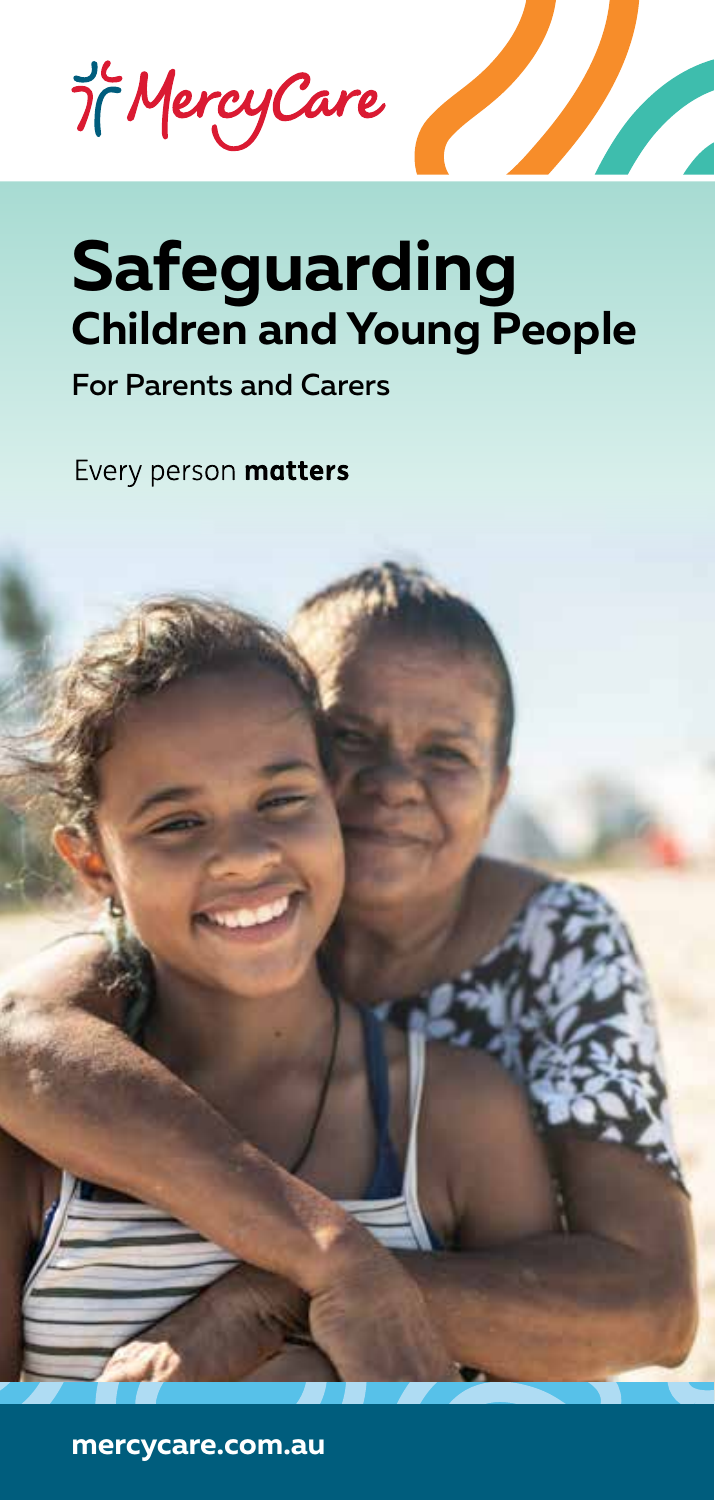MercyCare

# Safeguarding
## Children and Young People

For Parents and Carers

Every person **matters**

**mercycare.com.au**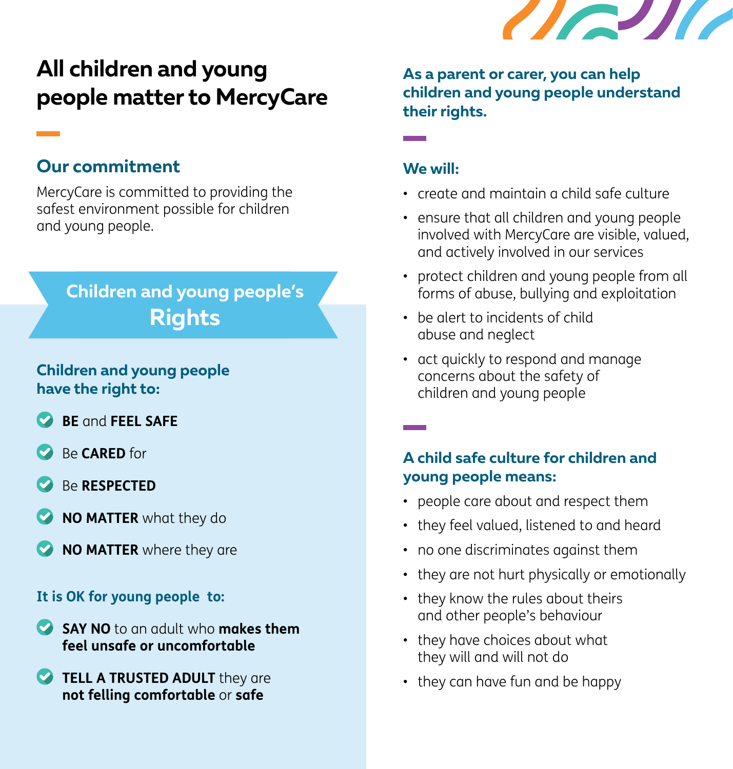# All children and young people matter to MercyCare

## Our commitment

MercyCare is committed to providing the safest environment possible for children and young people.

## Children and young people's Rights

### Children and young people have the right to:

- **BE** and **FEEL SAFE**
- Be **CARED** for
- Be **RESPECTED**
- **NO MATTER** what they do
- **NO MATTER** where they are

### It is OK for young people to:

- **SAY NO** to an adult who **makes them feel unsafe or uncomfortable**
- **TELL A TRUSTED ADULT** they are **not felling comfortable** or **safe**

### As a parent or carer, you can help children and young people understand their rights.

### We will:

- create and maintain a child safe culture
- ensure that all children and young people involved with MercyCare are visible, valued, and actively involved in our services
- protect children and young people from all forms of abuse, bullying and exploitation
- be alert to incidents of child abuse and neglect
- act quickly to respond and manage concerns about the safety of children and young people

### A child safe culture for children and young people means:

- people care about and respect them
- they feel valued, listened to and heard
- no one discriminates against them
- they are not hurt physically or emotionally
- they know the rules about theirs and other people's behaviour
- they have choices about what they will and will not do
- they can have fun and be happy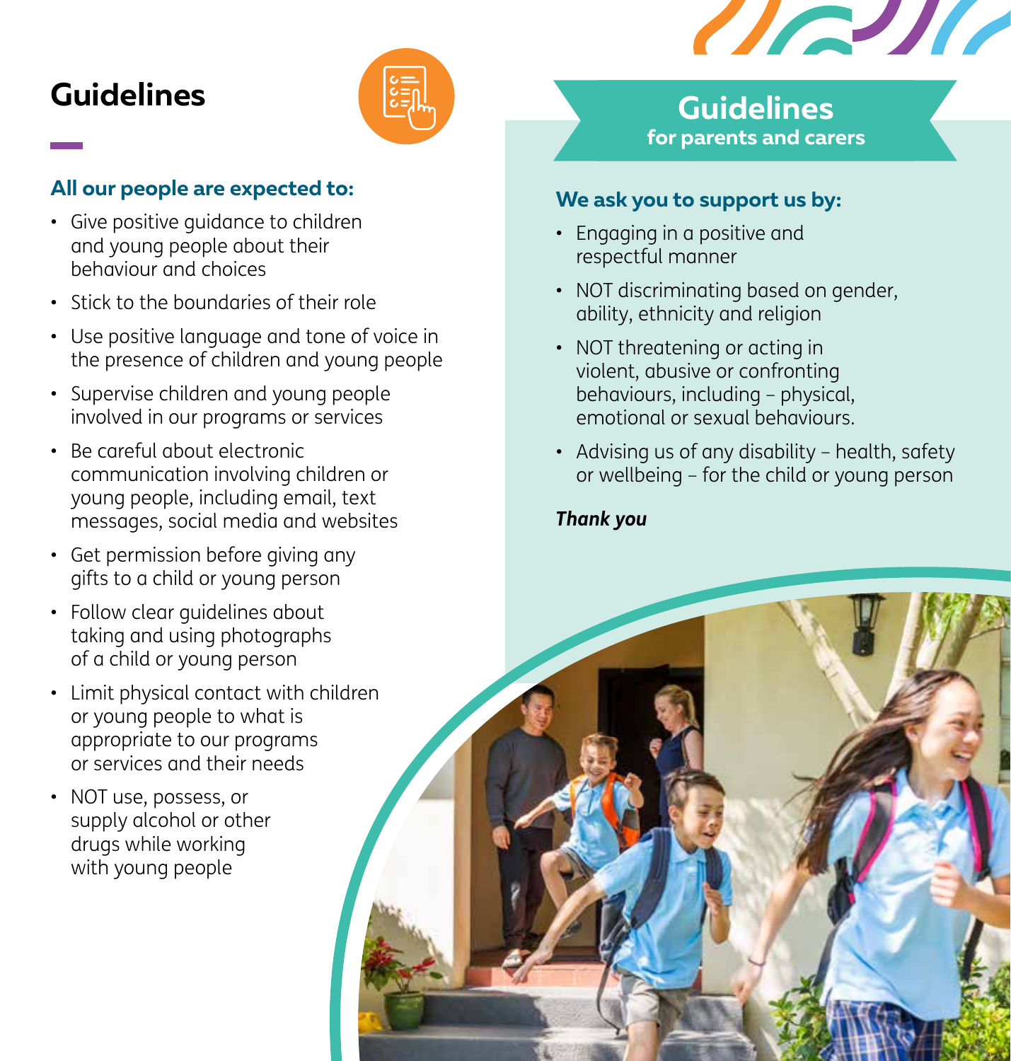## Guidelines

### All our people are expected to:

- Give positive guidance to children and young people about their behaviour and choices
- Stick to the boundaries of their role
- Use positive language and tone of voice in the presence of children and young people
- Supervise children and young people involved in our programs or services
- Be careful about electronic communication involving children or young people, including email, text messages, social media and websites
- Get permission before giving any gifts to a child or young person
- Follow clear guidelines about taking and using photographs of a child or young person
- Limit physical contact with children or young people to what is appropriate to our programs or services and their needs
- NOT use, possess, or supply alcohol or other drugs while working with young people

## Guidelines
### for parents and carers

### We ask you to support us by:

- Engaging in a positive and respectful manner
- NOT discriminating based on gender, ability, ethnicity and religion
- NOT threatening or acting in violent, abusive or confronting behaviours, including – physical, emotional or sexual behaviours.
- Advising us of any disability – health, safety or wellbeing – for the child or young person

***Thank you***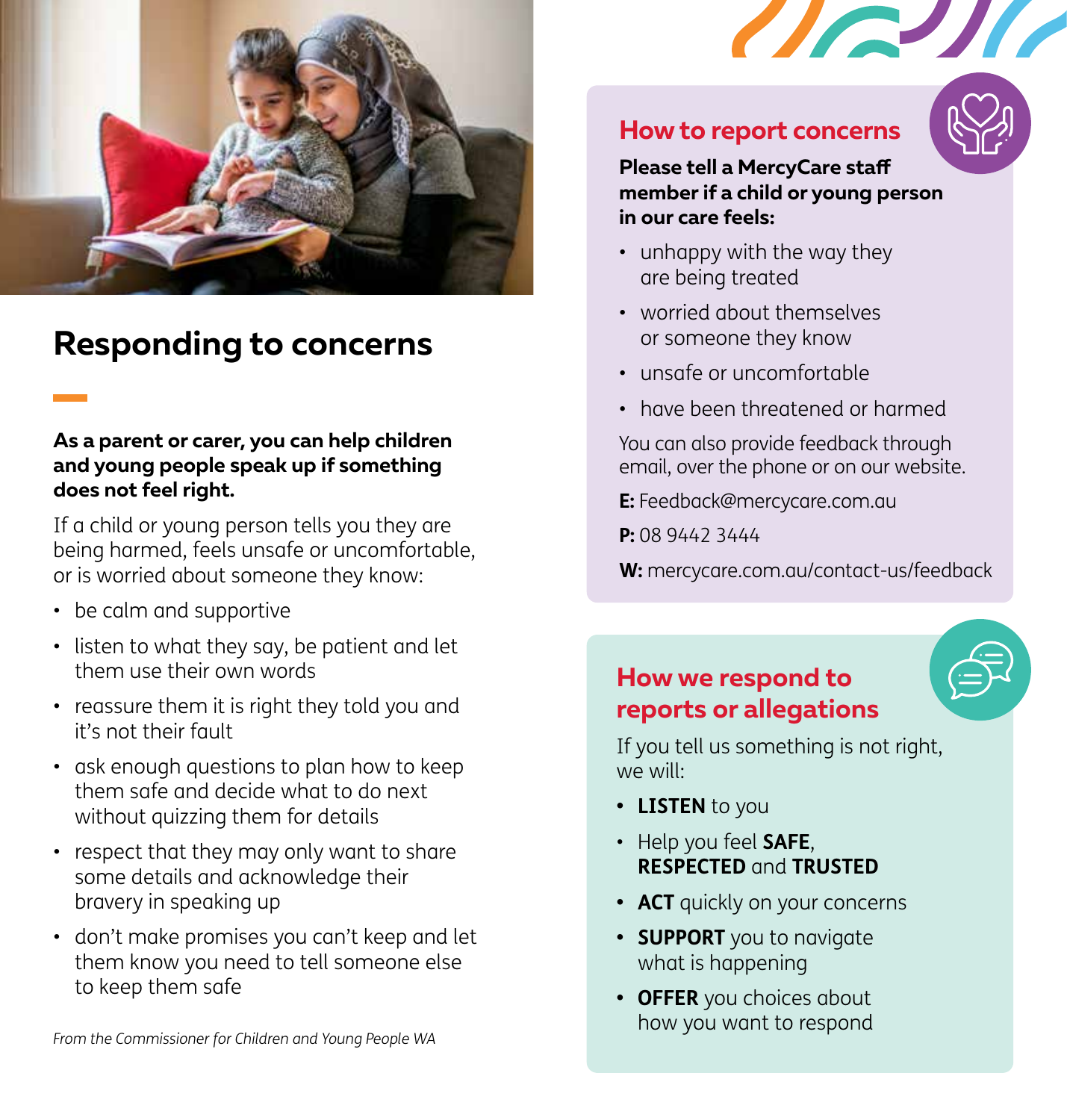## Responding to concerns

**As a parent or carer, you can help children and young people speak up if something does not feel right.**

If a child or young person tells you they are being harmed, feels unsafe or uncomfortable, or is worried about someone they know:

- be calm and supportive
- listen to what they say, be patient and let them use their own words
- reassure them it is right they told you and it's not their fault
- ask enough questions to plan how to keep them safe and decide what to do next without quizzing them for details
- respect that they may only want to share some details and acknowledge their bravery in speaking up
- don't make promises you can't keep and let them know you need to tell someone else to keep them safe

*From the Commissioner for Children and Young People WA*

## How to report concerns

**Please tell a MercyCare staff member if a child or young person in our care feels:**

- unhappy with the way they are being treated
- worried about themselves or someone they know
- unsafe or uncomfortable
- have been threatened or harmed

You can also provide feedback through email, over the phone or on our website.

**E:** Feedback@mercycare.com.au

**P:** 08 9442 3444

**W:** mercycare.com.au/contact-us/feedback

## How we respond to reports or allegations

If you tell us something is not right, we will:

- **LISTEN** to you
- Help you feel **SAFE**, **RESPECTED** and **TRUSTED**
- **ACT** quickly on your concerns
- **SUPPORT** you to navigate what is happening
- **OFFER** you choices about how you want to respond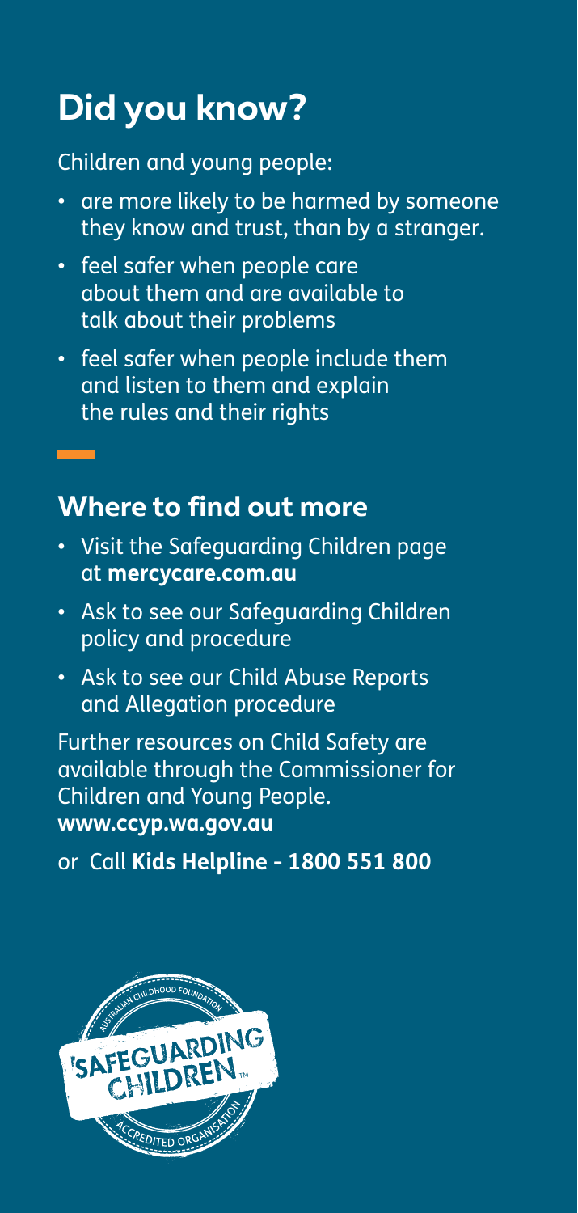# Did you know?

Children and young people:

- are more likely to be harmed by someone they know and trust, than by a stranger.
- feel safer when people care about them and are available to talk about their problems
- feel safer when people include them and listen to them and explain the rules and their rights

## Where to find out more

- Visit the Safeguarding Children page at **mercycare.com.au**
- Ask to see our Safeguarding Children policy and procedure
- Ask to see our Child Abuse Reports and Allegation procedure

Further resources on Child Safety are available through the Commissioner for Children and Young People.
**www.ccyp.wa.gov.au**

or Call **Kids Helpline - 1800 551 800**

AUSTRALIAN CHILDHOOD FOUNDATION
SAFEGUARDING CHILDREN™
ACCREDITED ORGANISATION